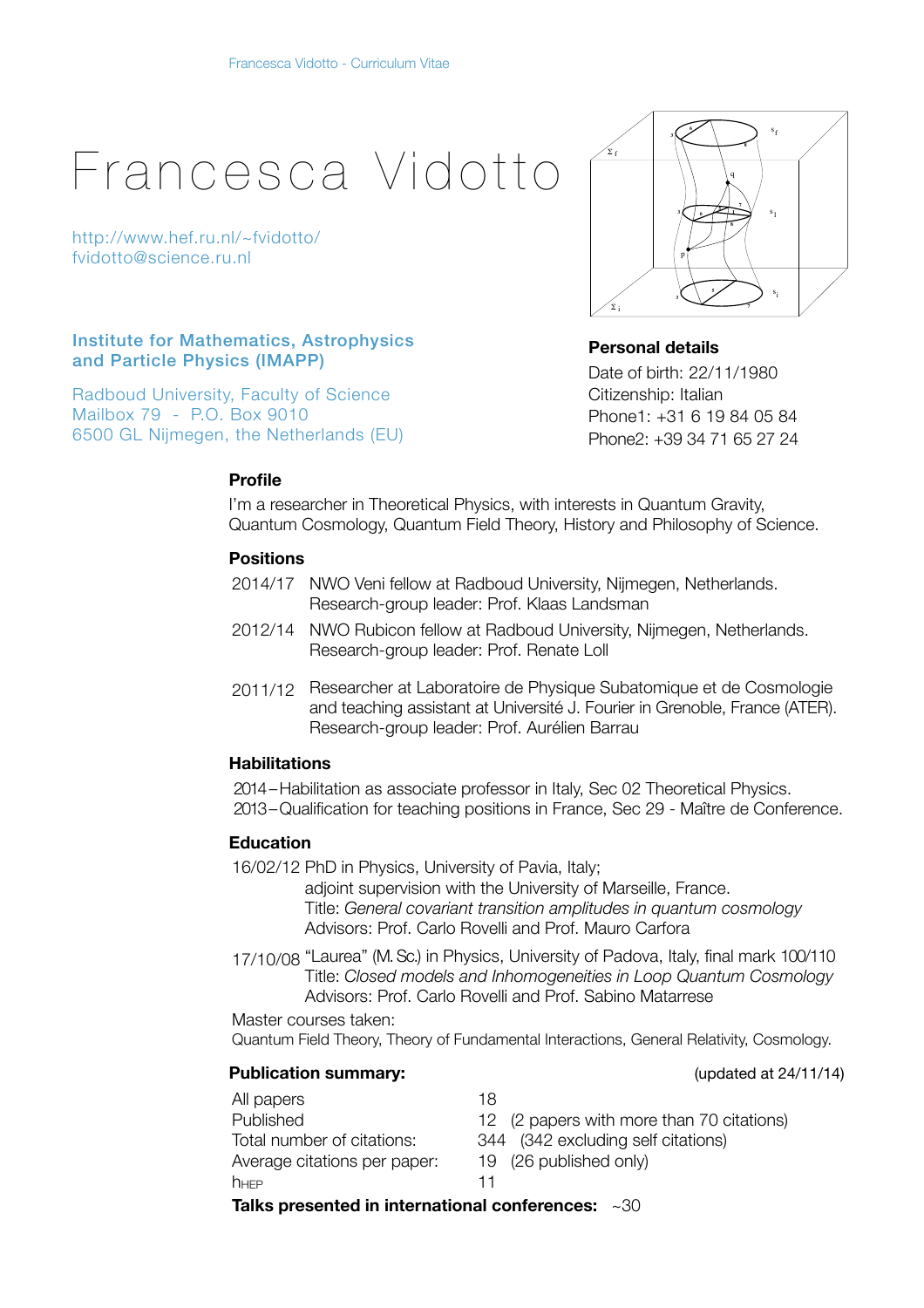# Francesca Vidotto

http://www.hef.ru.nl/~fvidotto/
fvidotto@science.ru.nl

**Institute for Mathematics, Astrophysics and Particle Physics (IMAPP)**

Radboud University, Faculty of Science
Mailbox 79 - P.O. Box 9010
6500 GL Nijmegen, the Netherlands (EU)

### Personal details

Date of birth: 22/11/1980
Citizenship: Italian
Phone1: +31 6 19 84 05 84
Phone2: +39 34 71 65 27 24

### Profile

I'm a researcher in Theoretical Physics, with interests in Quantum Gravity, Quantum Cosmology, Quantum Field Theory, History and Philosophy of Science.

### Positions

2014/17 NWO Veni fellow at Radboud University, Nijmegen, Netherlands.
Research-group leader: Prof. Klaas Landsman

2012/14 NWO Rubicon fellow at Radboud University, Nijmegen, Netherlands.
Research-group leader: Prof. Renate Loll

2011/12 Researcher at Laboratoire de Physique Subatomique et de Cosmologie and teaching assistant at Université J. Fourier in Grenoble, France (ATER).
Research-group leader: Prof. Aurélien Barrau

### Habilitations

2014 – Habilitation as associate professor in Italy, Sec 02 Theoretical Physics.
2013 – Qualification for teaching positions in France, Sec 29 - Maître de Conference.

### Education

16/02/12 PhD in Physics, University of Pavia, Italy;
adjoint supervision with the University of Marseille, France.
Title: *General covariant transition amplitudes in quantum cosmology*
Advisors: Prof. Carlo Rovelli and Prof. Mauro Carfora

17/10/08 "Laurea" (M. Sc.) in Physics, University of Padova, Italy, final mark 100/110
Title: *Closed models and Inhomogeneities in Loop Quantum Cosmology*
Advisors: Prof. Carlo Rovelli and Prof. Sabino Matarrese

Master courses taken:
Quantum Field Theory, Theory of Fundamental Interactions, General Relativity, Cosmology.

### Publication summary: (updated at 24/11/14)

| | |
|---|---|
| All papers | 18 |
| Published | 12 (2 papers with more than 70 citations) |
| Total number of citations: | 344 (342 excluding self citations) |
| Average citations per paper: | 19 (26 published only) |
| $h_{HEP}$ | 11 |

**Talks presented in international conferences:** ~30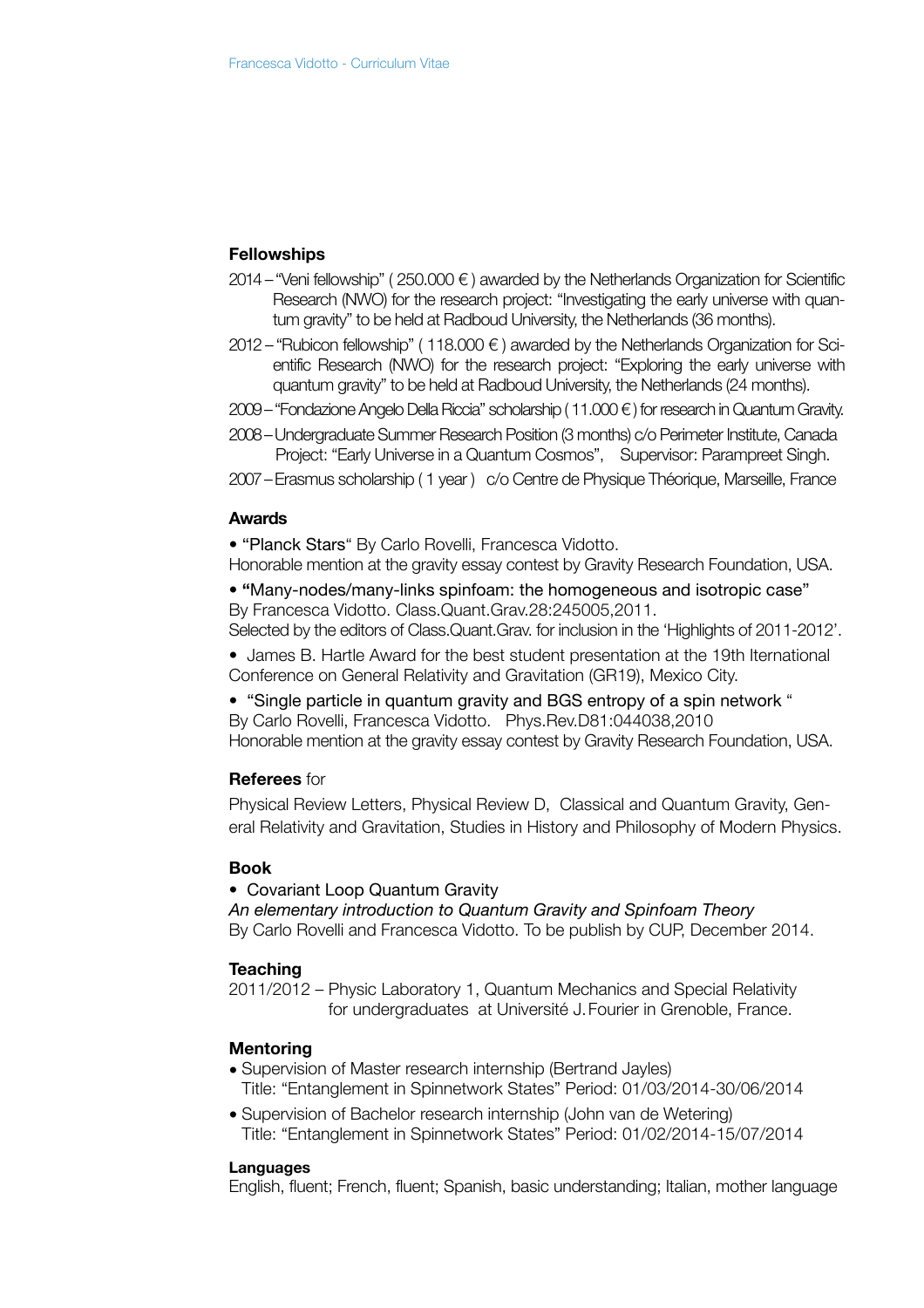## Fellowships

2014 – "Veni fellowship" ( 250.000 € ) awarded by the Netherlands Organization for Scientific Research (NWO) for the research project: "Investigating the early universe with quantum gravity" to be held at Radboud University, the Netherlands (36 months).

2012 – "Rubicon fellowship" ( 118.000 € ) awarded by the Netherlands Organization for Scientific Research (NWO) for the research project: "Exploring the early universe with quantum gravity" to be held at Radboud University, the Netherlands (24 months).

2009 – "Fondazione Angelo Della Riccia" scholarship ( 11.000 € ) for research in Quantum Gravity.

2008 – Undergraduate Summer Research Position (3 months) c/o Perimeter Institute, Canada Project: "Early Universe in a Quantum Cosmos", Supervisor: Parampreet Singh.

2007 – Erasmus scholarship ( 1 year ) c/o Centre de Physique Théorique, Marseille, France

## Awards

• "Planck Stars" By Carlo Rovelli, Francesca Vidotto.
Honorable mention at the gravity essay contest by Gravity Research Foundation, USA.

• "Many-nodes/many-links spinfoam: the homogeneous and isotropic case"
By Francesca Vidotto. Class.Quant.Grav.28:245005,2011.
Selected by the editors of Class.Quant.Grav. for inclusion in the 'Highlights of 2011-2012'.

• James B. Hartle Award for the best student presentation at the 19th Iternational Conference on General Relativity and Gravitation (GR19), Mexico City.

• "Single particle in quantum gravity and BGS entropy of a spin network "
By Carlo Rovelli, Francesca Vidotto. Phys.Rev.D81:044038,2010
Honorable mention at the gravity essay contest by Gravity Research Foundation, USA.

## Referees for

Physical Review Letters, Physical Review D, Classical and Quantum Gravity, General Relativity and Gravitation, Studies in History and Philosophy of Modern Physics.

## Book

• Covariant Loop Quantum Gravity
*An elementary introduction to Quantum Gravity and Spinfoam Theory*
By Carlo Rovelli and Francesca Vidotto. To be publish by CUP, December 2014.

## Teaching

2011/2012 – Physic Laboratory 1, Quantum Mechanics and Special Relativity for undergraduates at Université J. Fourier in Grenoble, France.

## Mentoring

- Supervision of Master research internship (Bertrand Jayles)
  Title: "Entanglement in Spinnetwork States" Period: 01/03/2014-30/06/2014
- Supervision of Bachelor research internship (John van de Wetering)
  Title: "Entanglement in Spinnetwork States" Period: 01/02/2014-15/07/2014

### Languages

English, fluent; French, fluent; Spanish, basic understanding; Italian, mother language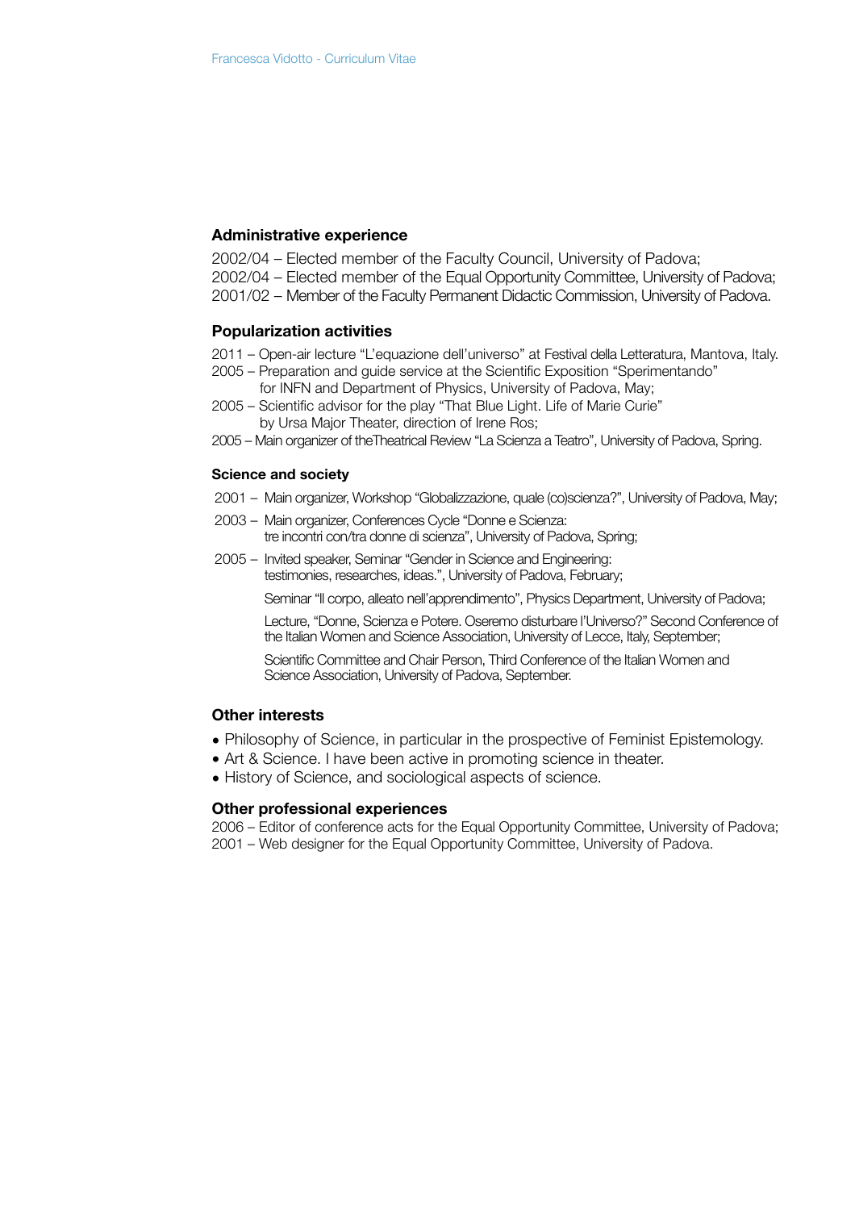## Administrative experience

2002/04 – Elected member of the Faculty Council, University of Padova;
2002/04 – Elected member of the Equal Opportunity Committee, University of Padova;
2001/02 – Member of the Faculty Permanent Didactic Commission, University of Padova.

## Popularization activities

2011 – Open-air lecture "L'equazione dell'universo" at Festival della Letteratura, Mantova, Italy.
2005 – Preparation and guide service at the Scientific Exposition "Sperimentando" for INFN and Department of Physics, University of Padova, May;
2005 – Scientific advisor for the play "That Blue Light. Life of Marie Curie" by Ursa Major Theater, direction of Irene Ros;
2005 – Main organizer of theTheatrical Review "La Scienza a Teatro", University of Padova, Spring.

### Science and society

2001 – Main organizer, Workshop "Globalizzazione, quale (co)scienza?", University of Padova, May;

2003 – Main organizer, Conferences Cycle "Donne e Scienza: tre incontri con/tra donne di scienza", University of Padova, Spring;

2005 – Invited speaker, Seminar "Gender in Science and Engineering: testimonies, researches, ideas.", University of Padova, February;

Seminar "Il corpo, alleato nell'apprendimento", Physics Department, University of Padova;

Lecture, "Donne, Scienza e Potere. Oseremo disturbare l'Universo?" Second Conference of the Italian Women and Science Association, University of Lecce, Italy, September;

Scientific Committee and Chair Person, Third Conference of the Italian Women and Science Association, University of Padova, September.

## Other interests

- Philosophy of Science, in particular in the prospective of Feminist Epistemology.
- Art & Science. I have been active in promoting science in theater.
- History of Science, and sociological aspects of science.

## Other professional experiences

2006 – Editor of conference acts for the Equal Opportunity Committee, University of Padova;
2001 – Web designer for the Equal Opportunity Committee, University of Padova.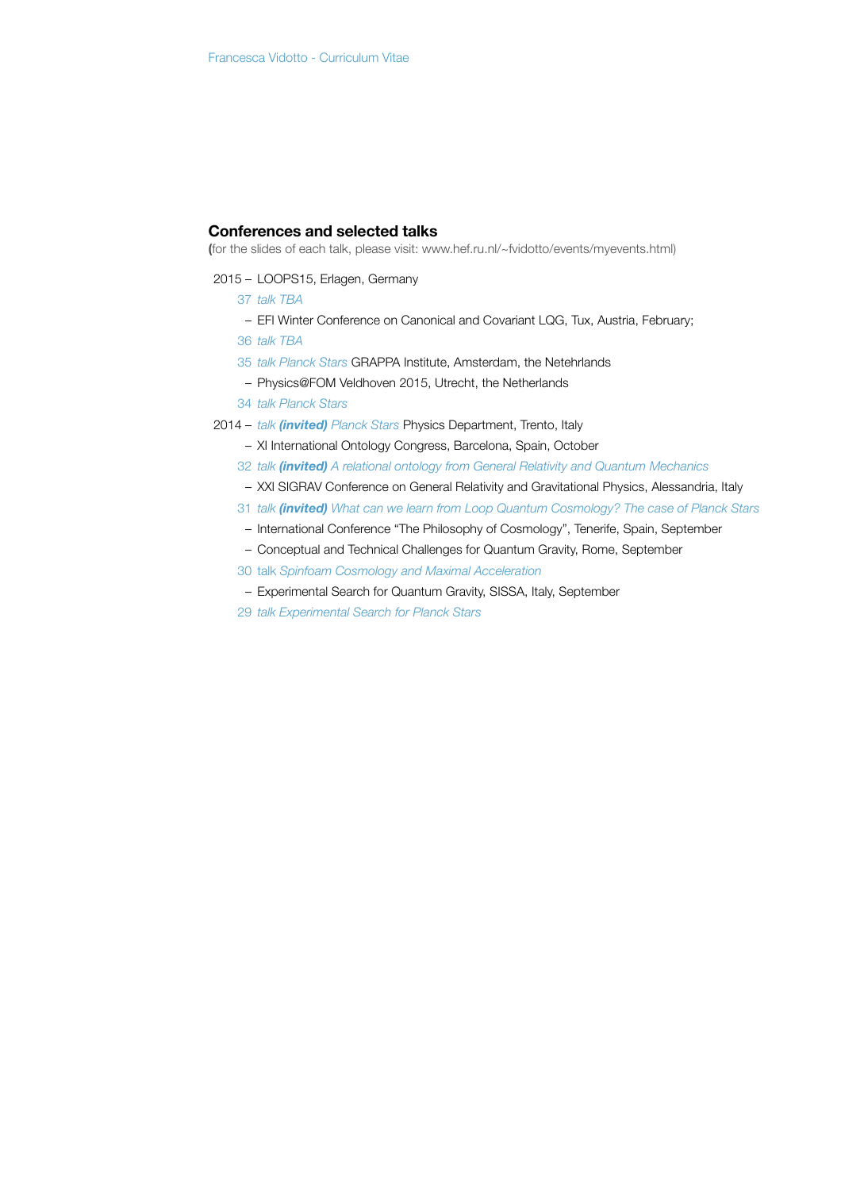## Conferences and selected talks

(for the slides of each talk, please visit: www.hef.ru.nl/~fvidotto/events/myevents.html)

2015 – LOOPS15, Erlagen, Germany

37 *talk TBA*

– EFI Winter Conference on Canonical and Covariant LQG, Tux, Austria, February;

36 *talk TBA*

35 *talk Planck Stars* GRAPPA Institute, Amsterdam, the Netehrlands

– Physics@FOM Veldhoven 2015, Utrecht, the Netherlands

34 *talk Planck Stars*

2014 – *talk* ***(invited)*** *Planck Stars* Physics Department, Trento, Italy

– XI International Ontology Congress, Barcelona, Spain, October

32 *talk* ***(invited)*** *A relational ontology from General Relativity and Quantum Mechanics*

– XXI SIGRAV Conference on General Relativity and Gravitational Physics, Alessandria, Italy

31 *talk* ***(invited)*** *What can we learn from Loop Quantum Cosmology? The case of Planck Stars*

– International Conference "The Philosophy of Cosmology", Tenerife, Spain, September

– Conceptual and Technical Challenges for Quantum Gravity, Rome, September

30 talk *Spinfoam Cosmology and Maximal Acceleration*

– Experimental Search for Quantum Gravity, SISSA, Italy, September

29 *talk Experimental Search for Planck Stars*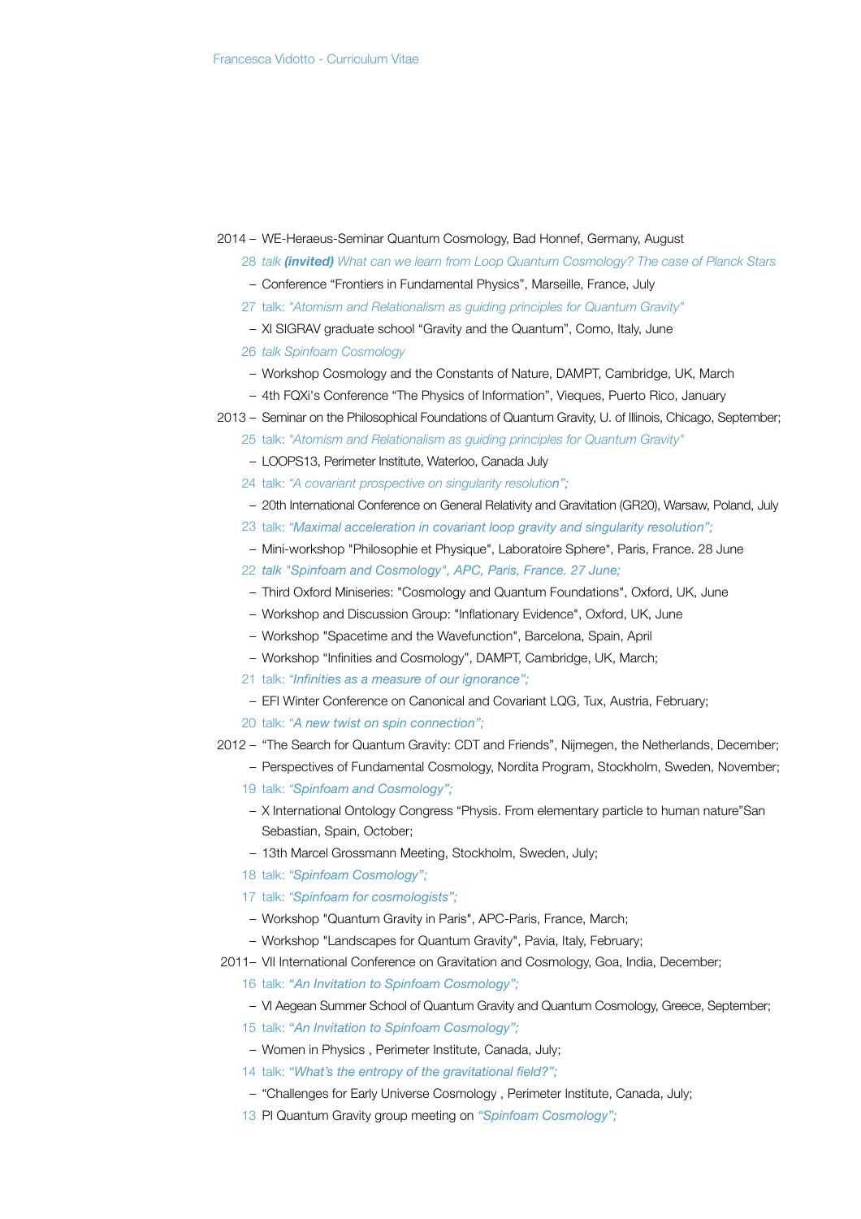2014 – WE-Heraeus-Seminar Quantum Cosmology, Bad Honnef, Germany, August

28 *talk* ***(invited)*** *What can we learn from Loop Quantum Cosmology? The case of Planck Stars*

– Conference “Frontiers in Fundamental Physics”, Marseille, France, July

27 talk: *"Atomism and Relationalism as guiding principles for Quantum Gravity"*

– XI SIGRAV graduate school “Gravity and the Quantum”, Como, Italy, June

26 *talk Spinfoam Cosmology*

– Workshop Cosmology and the Constants of Nature, DAMPT, Cambridge, UK, March

– 4th FQXi's Conference “The Physics of Information”, Vieques, Puerto Rico, January

2013 – Seminar on the Philosophical Foundations of Quantum Gravity, U. of Illinois, Chicago, September;

25 talk: *"Atomism and Relationalism as guiding principles for Quantum Gravity"*

– LOOPS13, Perimeter Institute, Waterloo, Canada July

24 talk: *“A covariant prospective on singularity resolution”;*

– 20th International Conference on General Relativity and Gravitation (GR20), Warsaw, Poland, July

23 talk: *“Maximal acceleration in covariant loop gravity and singularity resolution”;*

– Mini-workshop "Philosophie et Physique", Laboratoire Sphere*, Paris, France. 28 June

22 *talk "Spinfoam and Cosmology", APC, Paris, France. 27 June;*

– Third Oxford Miniseries: "Cosmology and Quantum Foundations", Oxford, UK, June

– Workshop and Discussion Group: "Inflationary Evidence", Oxford, UK, June

– Workshop "Spacetime and the Wavefunction", Barcelona, Spain, April

– Workshop “Infinities and Cosmology”, DAMPT, Cambridge, UK, March;

21 talk: *“Infinities as a measure of our ignorance”;*

– EFI Winter Conference on Canonical and Covariant LQG, Tux, Austria, February;

20 talk: *“A new twist on spin connection”;*

2012 – “The Search for Quantum Gravity: CDT and Friends”, Nijmegen, the Netherlands, December;

– Perspectives of Fundamental Cosmology, Nordita Program, Stockholm, Sweden, November;

19 talk: *“Spinfoam and Cosmology”;*

– X International Ontology Congress “Physis. From elementary particle to human nature”San Sebastian, Spain, October;

– 13th Marcel Grossmann Meeting, Stockholm, Sweden, July;

18 talk: *“Spinfoam Cosmology”;*

17 talk: *“Spinfoam for cosmologists”;*

– Workshop "Quantum Gravity in Paris", APC-Paris, France, March;

– Workshop "Landscapes for Quantum Gravity", Pavia, Italy, February;

2011– VII International Conference on Gravitation and Cosmology, Goa, India, December;

16 talk: *“An Invitation to Spinfoam Cosmology”;*

– VI Aegean Summer School of Quantum Gravity and Quantum Cosmology, Greece, September;

15 talk: *“An Invitation to Spinfoam Cosmology”;*

– Women in Physics , Perimeter Institute, Canada, July;

14 talk: *“What’s the entropy of the gravitational field?”;*

– “Challenges for Early Universe Cosmology , Perimeter Institute, Canada, July;

13 PI Quantum Gravity group meeting on *“Spinfoam Cosmology”;*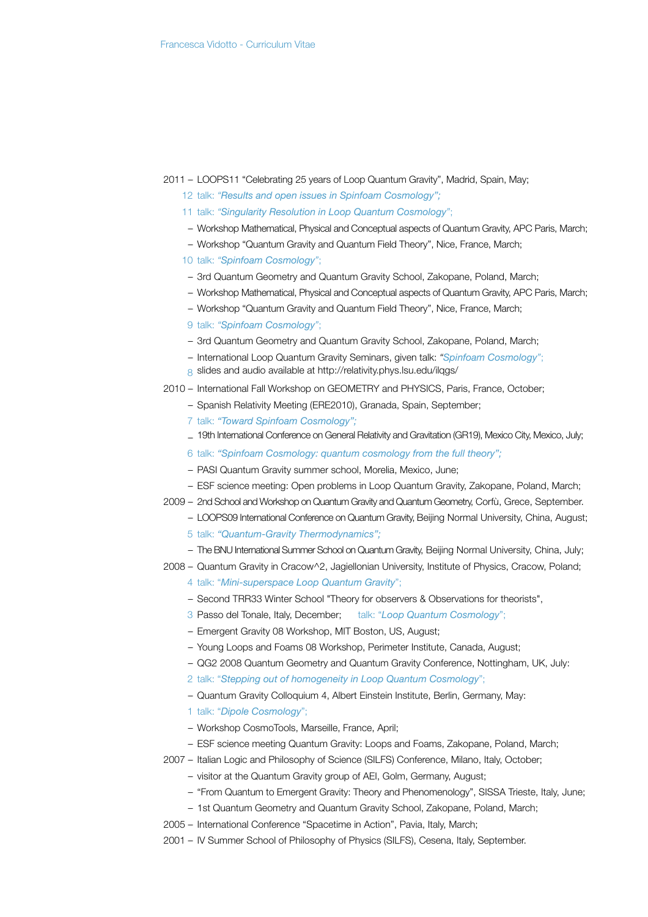2011 – LOOPS11 “Celebrating 25 years of Loop Quantum Gravity”, Madrid, Spain, May;

12 talk: *“Results and open issues in Spinfoam Cosmology”;*

11 talk: *“Singularity Resolution in Loop Quantum Cosmology”*;

– Workshop Mathematical, Physical and Conceptual aspects of Quantum Gravity, APC Paris, March;

– Workshop “Quantum Gravity and Quantum Field Theory”, Nice, France, March;

10 talk: *“Spinfoam Cosmology”*;

– 3rd Quantum Geometry and Quantum Gravity School, Zakopane, Poland, March;

– Workshop Mathematical, Physical and Conceptual aspects of Quantum Gravity, APC Paris, March;

– Workshop “Quantum Gravity and Quantum Field Theory”, Nice, France, March;

9 talk: *“Spinfoam Cosmology”*;

– 3rd Quantum Geometry and Quantum Gravity School, Zakopane, Poland, March;

– International Loop Quantum Gravity Seminars, given talk: *“Spinfoam Cosmology”*;

8 slides and audio available at http://relativity.phys.lsu.edu/ilqgs/

2010 – International Fall Workshop on GEOMETRY and PHYSICS, Paris, France, October;

– Spanish Relativity Meeting (ERE2010), Granada, Spain, September;

7 talk: *“Toward Spinfoam Cosmology”;*

– 19th International Conference on General Relativity and Gravitation (GR19), Mexico City, Mexico, July;

6 talk: *“Spinfoam Cosmology: quantum cosmology from the full theory”;*

– PASI Quantum Gravity summer school, Morelia, Mexico, June;

– ESF science meeting: Open problems in Loop Quantum Gravity, Zakopane, Poland, March;

2009 – 2nd School and Workshop on Quantum Gravity and Quantum Geometry, Corfù, Grece, September.

– LOOPS09 International Conference on Quantum Gravity, Beijing Normal University, China, August;

5 talk: *“Quantum-Gravity Thermodynamics”;*

– The BNU International Summer School on Quantum Gravity, Beijing Normal University, China, July;

2008 – Quantum Gravity in Cracow^2, Jagiellonian University, Institute of Physics, Cracow, Poland;

4 talk: “*Mini-superspace Loop Quantum Gravity*”;

– Second TRR33 Winter School "Theory for observers & Observations for theorists",

3 Passo del Tonale, Italy, December; talk: “*Loop Quantum Cosmology*”;

– Emergent Gravity 08 Workshop, MIT Boston, US, August;

– Young Loops and Foams 08 Workshop, Perimeter Institute, Canada, August;

– QG2 2008 Quantum Geometry and Quantum Gravity Conference, Nottingham, UK, July:

2 talk: “*Stepping out of homogeneity in Loop Quantum Cosmology*”;

– Quantum Gravity Colloquium 4, Albert Einstein Institute, Berlin, Germany, May:

1 talk: “*Dipole Cosmology*”;

– Workshop CosmoTools, Marseille, France, April;

– ESF science meeting Quantum Gravity: Loops and Foams, Zakopane, Poland, March;

2007 – Italian Logic and Philosophy of Science (SILFS) Conference, Milano, Italy, October;

– visitor at the Quantum Gravity group of AEI, Golm, Germany, August;

– “From Quantum to Emergent Gravity: Theory and Phenomenology”, SISSA Trieste, Italy, June;

– 1st Quantum Geometry and Quantum Gravity School, Zakopane, Poland, March;

2005 – International Conference “Spacetime in Action”, Pavia, Italy, March;

2001 – IV Summer School of Philosophy of Physics (SILFS), Cesena, Italy, September.